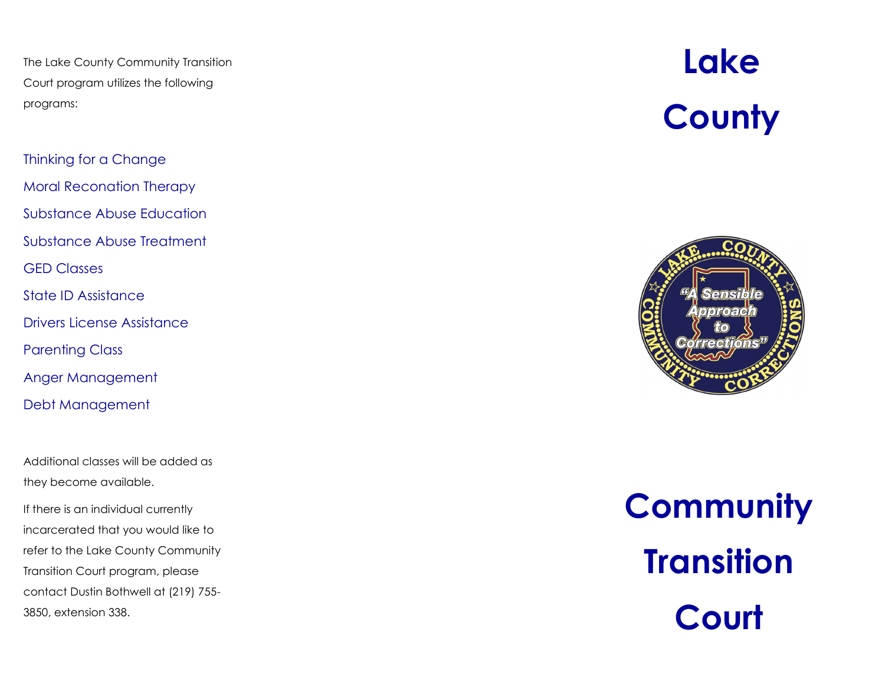The Lake County Community Transition Court program utilizes the following programs:

- Thinking for a Change
- Moral Reconation Therapy
- Substance Abuse Education
- Substance Abuse Treatment
- GED Classes
- State ID Assistance
- Drivers License Assistance
- Parenting Class
- Anger Management
- Debt Management

Additional classes will be added as they become available.

If there is an individual currently incarcerated that you would like to refer to the Lake County Community Transition Court program, please contact Dustin Bothwell at (219) 755-3850, extension 338.

# Lake County

LAKE COUNTY COMMUNITY CORRECTIONS

"A Sensible Approach to Corrections"

# Community Transition Court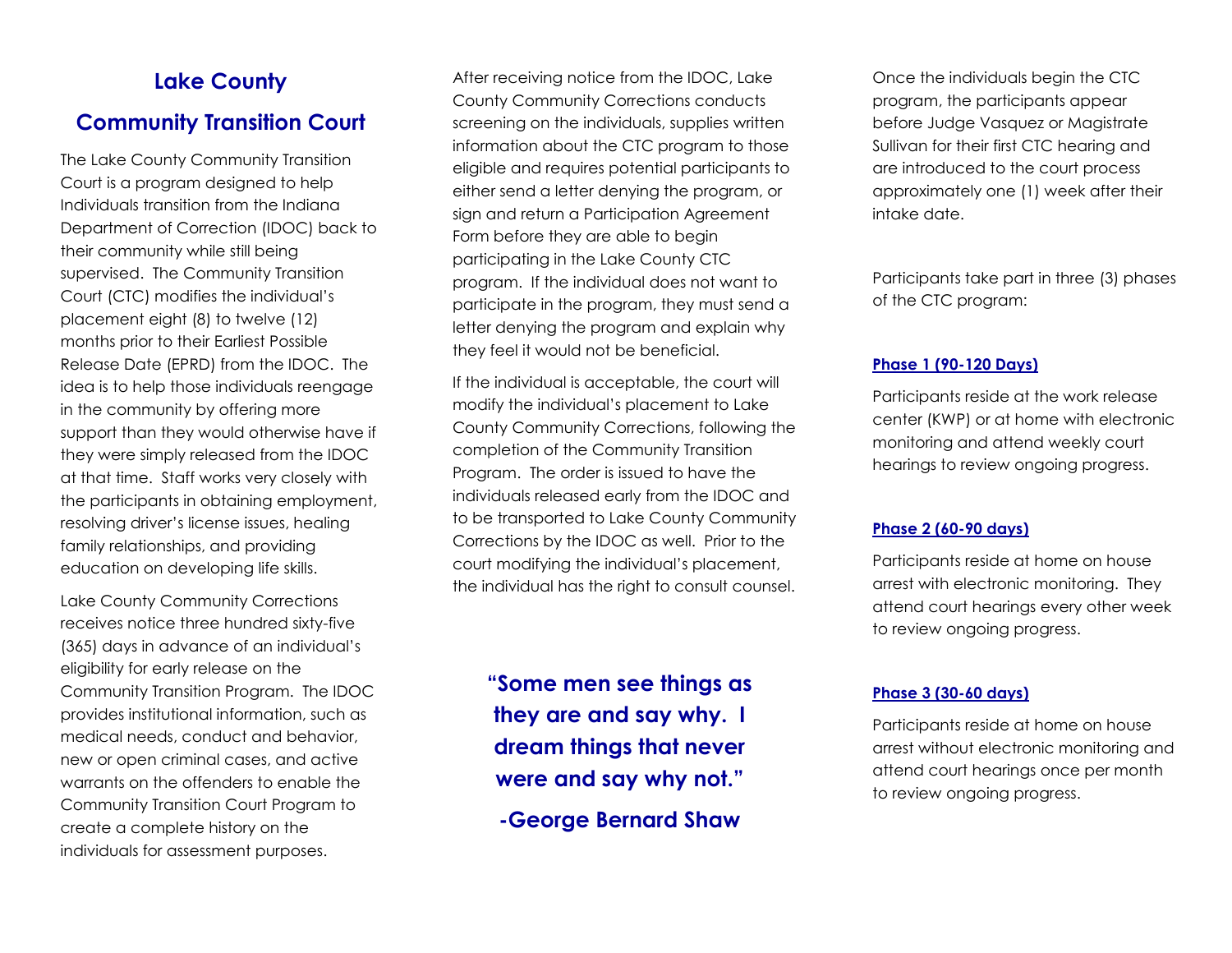## Lake County

## Community Transition Court

The Lake County Community Transition Court is a program designed to help Individuals transition from the Indiana Department of Correction (IDOC) back to their community while still being supervised. The Community Transition Court (CTC) modifies the individual's placement eight (8) to twelve (12) months prior to their Earliest Possible Release Date (EPRD) from the IDOC. The idea is to help those individuals reengage in the community by offering more support than they would otherwise have if they were simply released from the IDOC at that time. Staff works very closely with the participants in obtaining employment, resolving driver's license issues, healing family relationships, and providing education on developing life skills.

Lake County Community Corrections receives notice three hundred sixty-five (365) days in advance of an individual's eligibility for early release on the Community Transition Program. The IDOC provides institutional information, such as medical needs, conduct and behavior, new or open criminal cases, and active warrants on the offenders to enable the Community Transition Court Program to create a complete history on the individuals for assessment purposes.

After receiving notice from the IDOC, Lake County Community Corrections conducts screening on the individuals, supplies written information about the CTC program to those eligible and requires potential participants to either send a letter denying the program, or sign and return a Participation Agreement Form before they are able to begin participating in the Lake County CTC program. If the individual does not want to participate in the program, they must send a letter denying the program and explain why they feel it would not be beneficial.

If the individual is acceptable, the court will modify the individual's placement to Lake County Community Corrections, following the completion of the Community Transition Program. The order is issued to have the individuals released early from the IDOC and to be transported to Lake County Community Corrections by the IDOC as well. Prior to the court modifying the individual's placement, the individual has the right to consult counsel.

**"Some men see things as they are and say why. I dream things that never were and say why not."**

**-George Bernard Shaw**

Once the individuals begin the CTC program, the participants appear before Judge Vasquez or Magistrate Sullivan for their first CTC hearing and are introduced to the court process approximately one (1) week after their intake date.

Participants take part in three (3) phases of the CTC program:

**Phase 1 (90-120 Days)**

Participants reside at the work release center (KWP) or at home with electronic monitoring and attend weekly court hearings to review ongoing progress.

**Phase 2 (60-90 days)**

Participants reside at home on house arrest with electronic monitoring. They attend court hearings every other week to review ongoing progress.

**Phase 3 (30-60 days)**

Participants reside at home on house arrest without electronic monitoring and attend court hearings once per month to review ongoing progress.